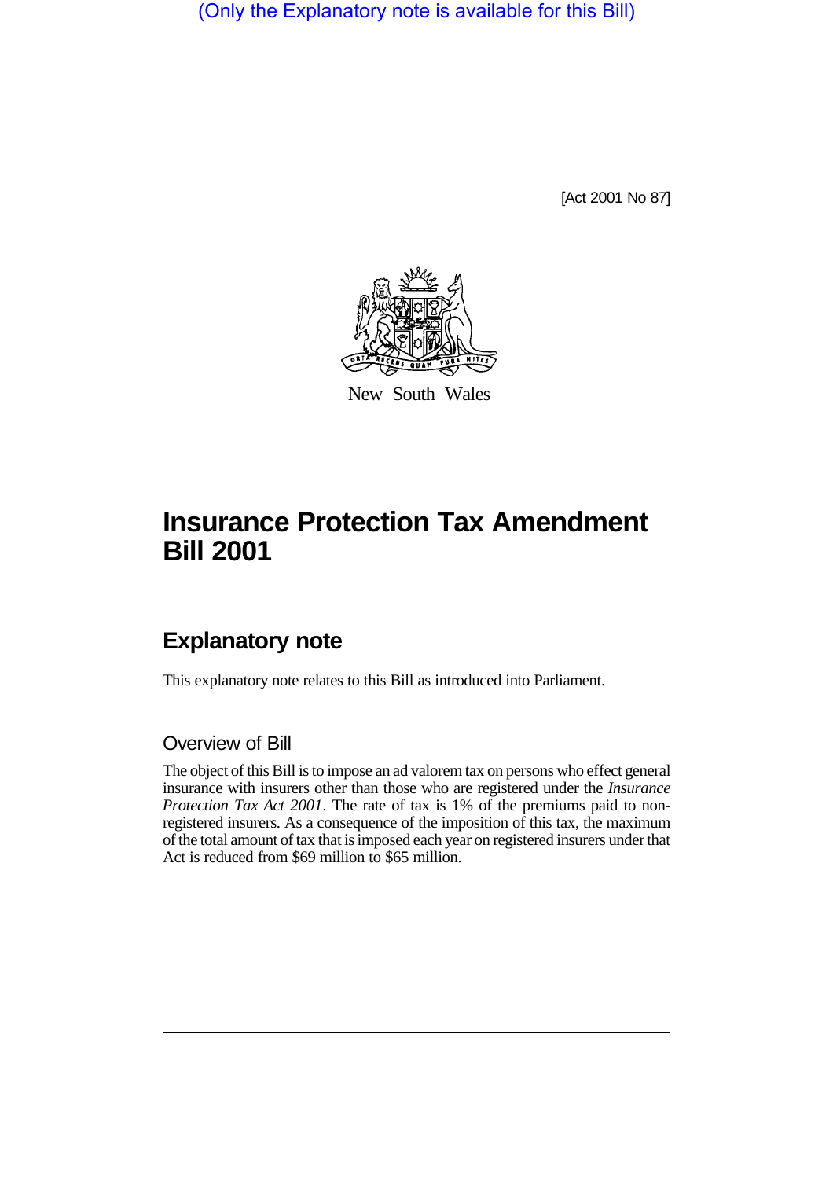(Only the Explanatory note is available for this Bill)

[Act 2001 No 87]

New South Wales

# Insurance Protection Tax Amendment Bill 2001

## Explanatory note

This explanatory note relates to this Bill as introduced into Parliament.

### Overview of Bill

The object of this Bill is to impose an ad valorem tax on persons who effect general insurance with insurers other than those who are registered under the *Insurance Protection Tax Act 2001*. The rate of tax is 1% of the premiums paid to non-registered insurers. As a consequence of the imposition of this tax, the maximum of the total amount of tax that is imposed each year on registered insurers under that Act is reduced from $69 million to $65 million.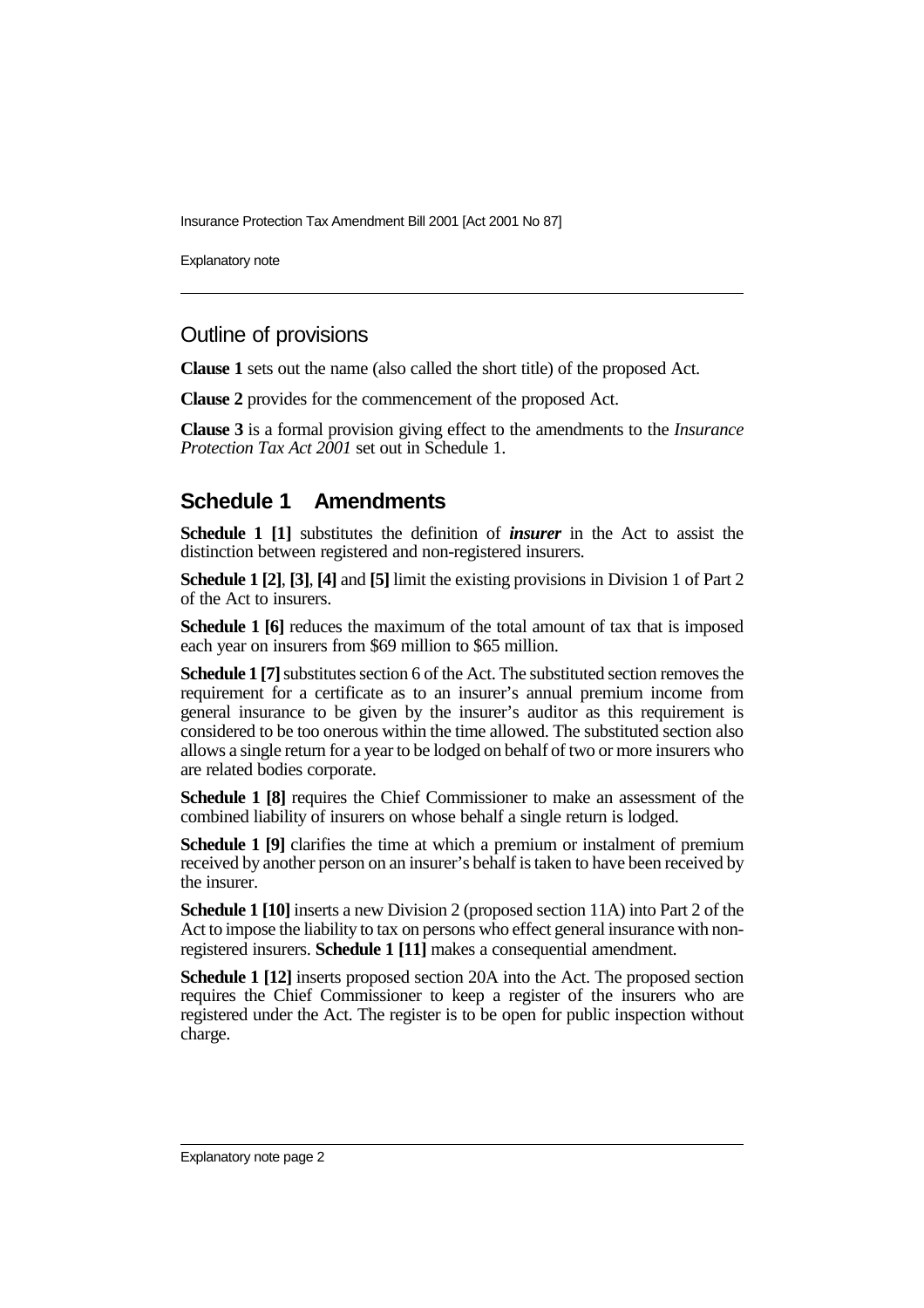## Outline of provisions

**Clause 1** sets out the name (also called the short title) of the proposed Act.

**Clause 2** provides for the commencement of the proposed Act.

**Clause 3** is a formal provision giving effect to the amendments to the *Insurance Protection Tax Act 2001* set out in Schedule 1.

## Schedule 1 Amendments

**Schedule 1 [1]** substitutes the definition of ***insurer*** in the Act to assist the distinction between registered and non-registered insurers.

**Schedule 1 [2]**, **[3]**, **[4]** and **[5]** limit the existing provisions in Division 1 of Part 2 of the Act to insurers.

**Schedule 1 [6]** reduces the maximum of the total amount of tax that is imposed each year on insurers from $69 million to $65 million.

**Schedule 1 [7]** substitutes section 6 of the Act. The substituted section removes the requirement for a certificate as to an insurer's annual premium income from general insurance to be given by the insurer's auditor as this requirement is considered to be too onerous within the time allowed. The substituted section also allows a single return for a year to be lodged on behalf of two or more insurers who are related bodies corporate.

**Schedule 1 [8]** requires the Chief Commissioner to make an assessment of the combined liability of insurers on whose behalf a single return is lodged.

**Schedule 1 [9]** clarifies the time at which a premium or instalment of premium received by another person on an insurer's behalf is taken to have been received by the insurer.

**Schedule 1 [10]** inserts a new Division 2 (proposed section 11A) into Part 2 of the Act to impose the liability to tax on persons who effect general insurance with non-registered insurers. **Schedule 1 [11]** makes a consequential amendment.

**Schedule 1 [12]** inserts proposed section 20A into the Act. The proposed section requires the Chief Commissioner to keep a register of the insurers who are registered under the Act. The register is to be open for public inspection without charge.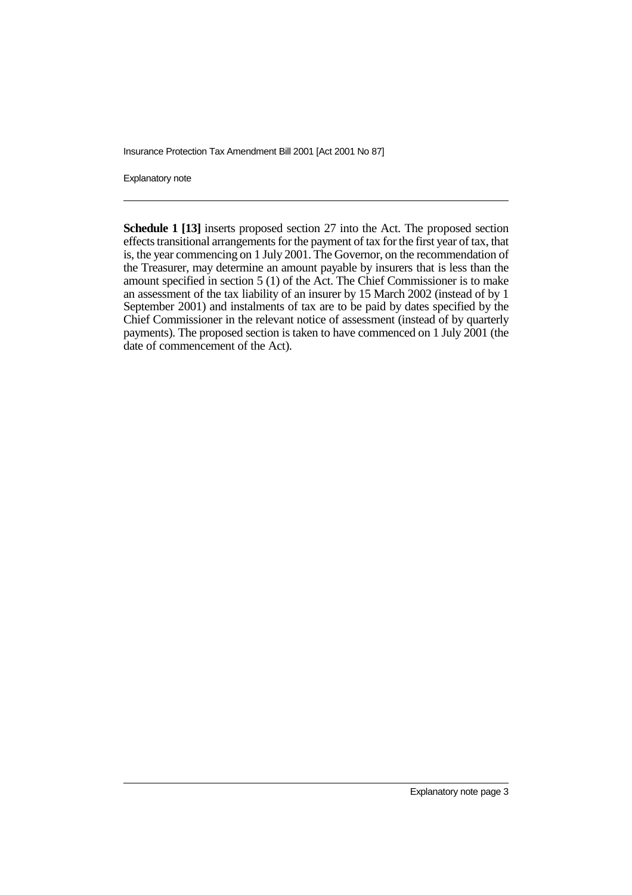**Schedule 1 [13]** inserts proposed section 27 into the Act. The proposed section effects transitional arrangements for the payment of tax for the first year of tax, that is, the year commencing on 1 July 2001. The Governor, on the recommendation of the Treasurer, may determine an amount payable by insurers that is less than the amount specified in section 5 (1) of the Act. The Chief Commissioner is to make an assessment of the tax liability of an insurer by 15 March 2002 (instead of by 1 September 2001) and instalments of tax are to be paid by dates specified by the Chief Commissioner in the relevant notice of assessment (instead of by quarterly payments). The proposed section is taken to have commenced on 1 July 2001 (the date of commencement of the Act).